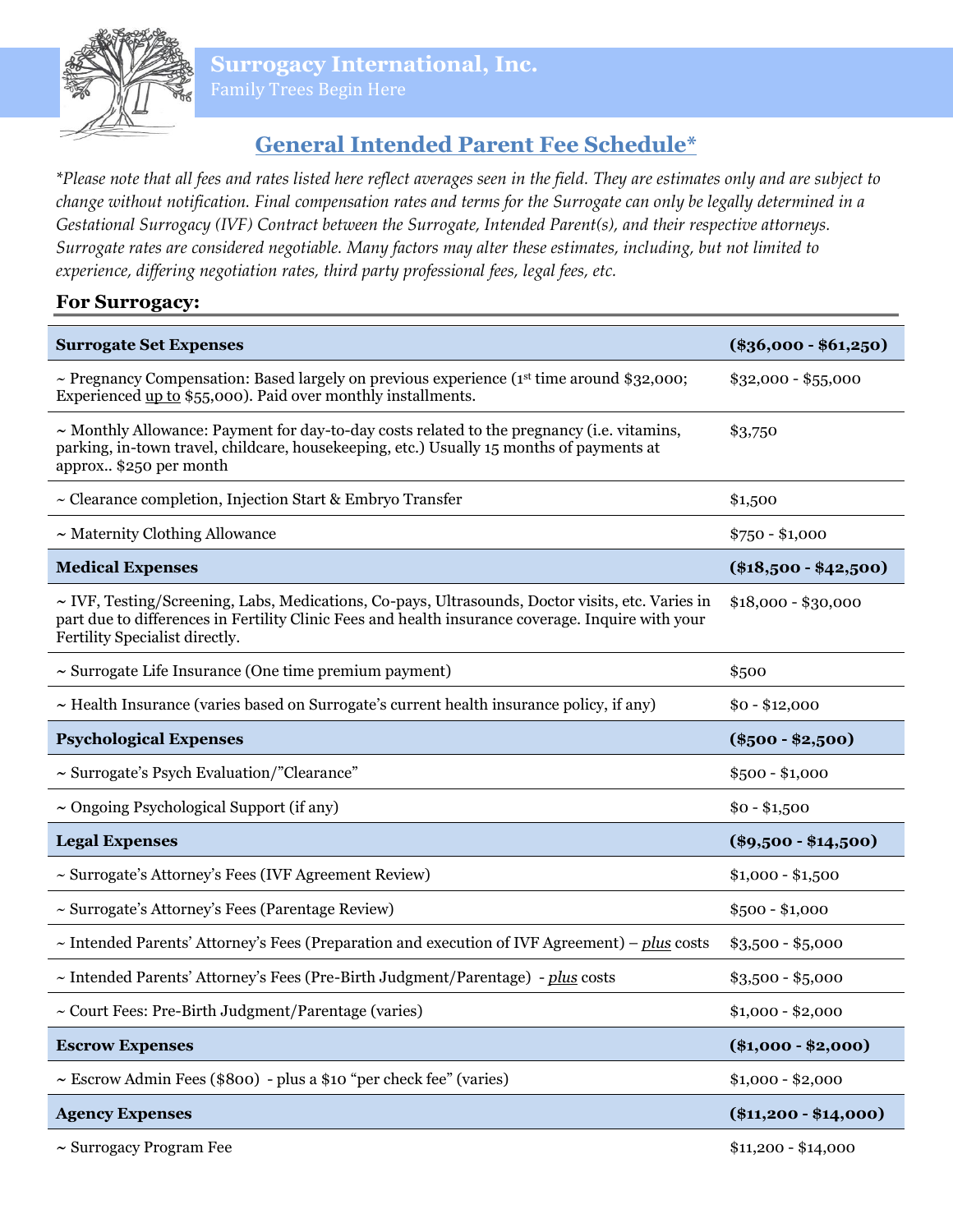# Surrogacy International, Inc.

Family Trees Begin Here

## General Intended Parent Fee Schedule*

*\*Please note that all fees and rates listed here reflect averages seen in the field. They are estimates only and are subject to change without notification. Final compensation rates and terms for the Surrogate can only be legally determined in a Gestational Surrogacy (IVF) Contract between the Surrogate, Intended Parent(s), and their respective attorneys. Surrogate rates are considered negotiable. Many factors may alter these estimates, including, but not limited to experience, differing negotiation rates, third party professional fees, legal fees, etc.*

### For Surrogacy:

| **Surrogate Set Expenses** | **($36,000 - $61,250)** |
|---|---|
| ~ Pregnancy Compensation: Based largely on previous experience (1st time around $32,000; Experienced up to $55,000). Paid over monthly installments. | $32,000 - $55,000 |
| ~ Monthly Allowance: Payment for day-to-day costs related to the pregnancy (i.e. vitamins, parking, in-town travel, childcare, housekeeping, etc.) Usually 15 months of payments at approx.. $250 per month | $3,750 |
| ~ Clearance completion, Injection Start & Embryo Transfer | $1,500 |
| ~ Maternity Clothing Allowance | $750 - $1,000 |
| **Medical Expenses** | **($18,500 - $42,500)** |
| ~ IVF, Testing/Screening, Labs, Medications, Co-pays, Ultrasounds, Doctor visits, etc. Varies in part due to differences in Fertility Clinic Fees and health insurance coverage. Inquire with your Fertility Specialist directly. | $18,000 - $30,000 |
| ~ Surrogate Life Insurance (One time premium payment) | $500 |
| ~ Health Insurance (varies based on Surrogate's current health insurance policy, if any) | $0 - $12,000 |
| **Psychological Expenses** | **($500 - $2,500)** |
| ~ Surrogate's Psych Evaluation/"Clearance" | $500 - $1,000 |
| ~ Ongoing Psychological Support (if any) | $0 - $1,500 |
| **Legal Expenses** | **($9,500 - $14,500)** |
| ~ Surrogate's Attorney's Fees (IVF Agreement Review) | $1,000 - $1,500 |
| ~ Surrogate's Attorney's Fees (Parentage Review) | $500 - $1,000 |
| ~ Intended Parents' Attorney's Fees (Preparation and execution of IVF Agreement) – *plus* costs | $3,500 - $5,000 |
| ~ Intended Parents' Attorney's Fees (Pre-Birth Judgment/Parentage) - *plus* costs | $3,500 - $5,000 |
| ~ Court Fees: Pre-Birth Judgment/Parentage (varies) | $1,000 - $2,000 |
| **Escrow Expenses** | **($1,000 - $2,000)** |
| ~ Escrow Admin Fees ($800) - plus a $10 "per check fee" (varies) | $1,000 - $2,000 |
| **Agency Expenses** | **($11,200 - $14,000)** |
| ~ Surrogacy Program Fee | $11,200 - $14,000 |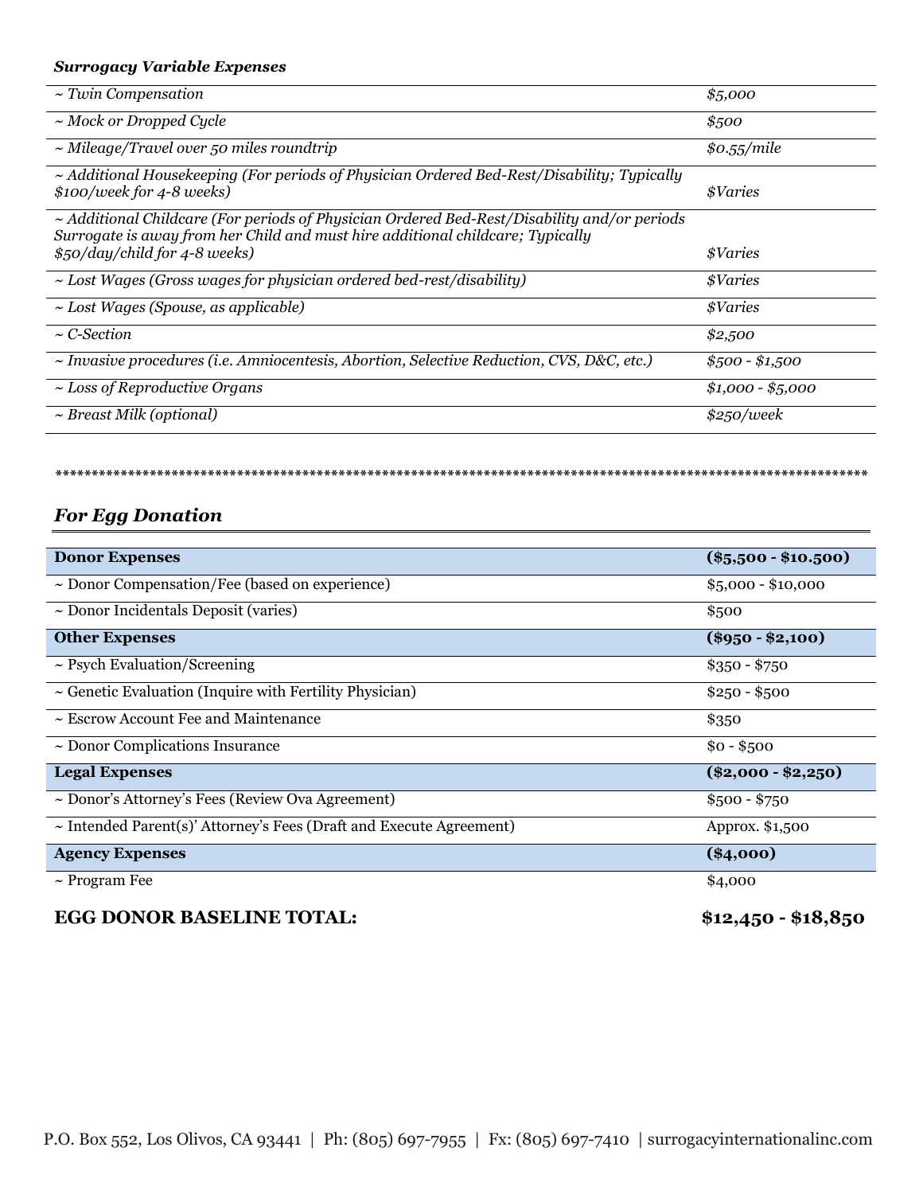***Surrogacy Variable Expenses***

| | |
|---|---|
| *~ Twin Compensation* | *$5,000* |
| *~ Mock or Dropped Cycle* | *$500* |
| *~ Mileage/Travel over 50 miles roundtrip* | *$0.55/mile* |
| *~ Additional Housekeeping (For periods of Physician Ordered Bed-Rest/Disability; Typically $100/week for 4-8 weeks)* | *$Varies* |
| *~ Additional Childcare (For periods of Physician Ordered Bed-Rest/Disability and/or periods Surrogate is away from her Child and must hire additional childcare; Typically $50/day/child for 4-8 weeks)* | *$Varies* |
| *~ Lost Wages (Gross wages for physician ordered bed-rest/disability)* | *$Varies* |
| *~ Lost Wages (Spouse, as applicable)* | *$Varies* |
| *~ C-Section* | *$2,500* |
| *~ Invasive procedures (i.e. Amniocentesis, Abortion, Selective Reduction, CVS, D&C, etc.)* | *$500 - $1,500* |
| *~ Loss of Reproductive Organs* | *$1,000 - $5,000* |
| *~ Breast Milk (optional)* | *$250/week* |

*************************************************************************************************************************

## *For Egg Donation*

| | |
|---|---|
| **Donor Expenses** | **($5,500 - $10.500)** |
| ~ Donor Compensation/Fee (based on experience) | $5,000 - $10,000 |
| ~ Donor Incidentals Deposit (varies) | $500 |
| **Other Expenses** | **($950 - $2,100)** |
| ~ Psych Evaluation/Screening | $350 - $750 |
| ~ Genetic Evaluation (Inquire with Fertility Physician) | $250 - $500 |
| ~ Escrow Account Fee and Maintenance | $350 |
| ~ Donor Complications Insurance | $0 - $500 |
| **Legal Expenses** | **($2,000 - $2,250)** |
| ~ Donor's Attorney's Fees (Review Ova Agreement) | $500 - $750 |
| ~ Intended Parent(s)' Attorney's Fees (Draft and Execute Agreement) | Approx. $1,500 |
| **Agency Expenses** | **($4,000)** |
| ~ Program Fee | $4,000 |

**EGG DONOR BASELINE TOTAL: $12,450 - $18,850**

P.O. Box 552, Los Olivos, CA 93441 | Ph: (805) 697-7955 | Fx: (805) 697-7410 | surrogacyinternationalinc.com